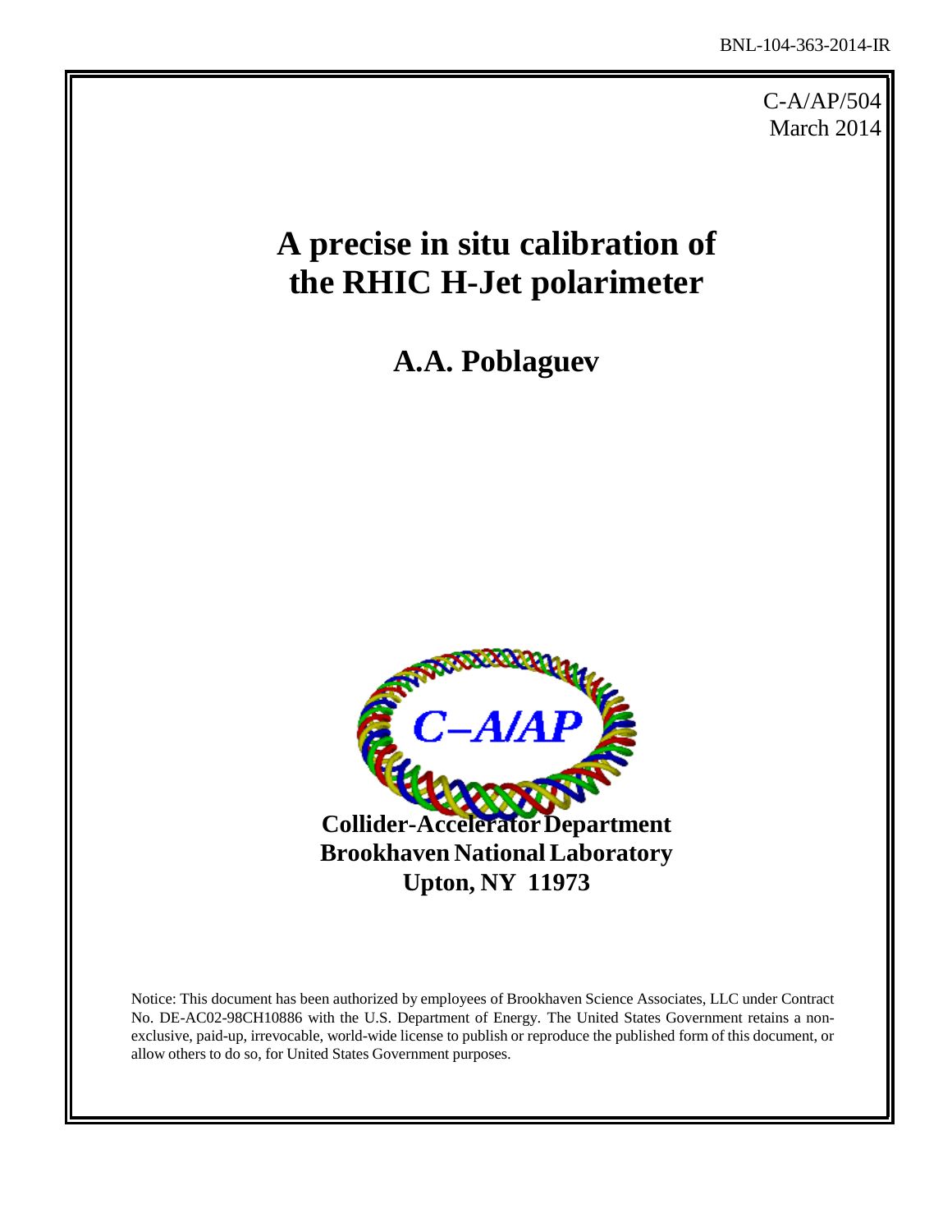BNL-104-363-2014-IR

C-A/AP/504
March 2014

# A precise in situ calibration of the RHIC H-Jet polarimeter

**A.A. Poblaguev**

**Collider-Accelerator Department**
**Brookhaven National Laboratory**
**Upton, NY 11973**

Notice: This document has been authorized by employees of Brookhaven Science Associates, LLC under Contract No. DE-AC02-98CH10886 with the U.S. Department of Energy. The United States Government retains a non-exclusive, paid-up, irrevocable, world-wide license to publish or reproduce the published form of this document, or allow others to do so, for United States Government purposes.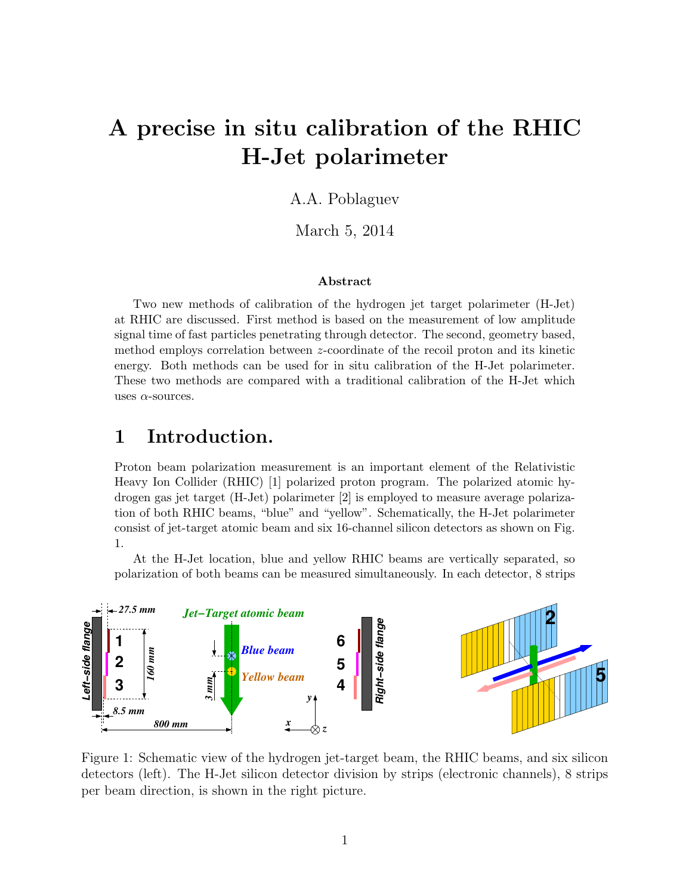# A precise in situ calibration of the RHIC H-Jet polarimeter

A.A. Poblaguev

March 5, 2014

### Abstract

Two new methods of calibration of the hydrogen jet target polarimeter (H-Jet) at RHIC are discussed. First method is based on the measurement of low amplitude signal time of fast particles penetrating through detector. The second, geometry based, method employs correlation between $z$-coordinate of the recoil proton and its kinetic energy. Both methods can be used for in situ calibration of the H-Jet polarimeter. These two methods are compared with a traditional calibration of the H-Jet which uses $\alpha$-sources.

## 1 Introduction.

Proton beam polarization measurement is an important element of the Relativistic Heavy Ion Collider (RHIC) [1] polarized proton program. The polarized atomic hydrogen gas jet target (H-Jet) polarimeter [2] is employed to measure average polarization of both RHIC beams, "blue" and "yellow". Schematically, the H-Jet polarimeter consist of jet-target atomic beam and six 16-channel silicon detectors as shown on Fig. 1.

At the H-Jet location, blue and yellow RHIC beams are vertically separated, so polarization of both beams can be measured simultaneously. In each detector, 8 strips

Figure 1: Schematic view of the hydrogen jet-target beam, the RHIC beams, and six silicon detectors (left). The H-Jet silicon detector division by strips (electronic channels), 8 strips per beam direction, is shown in the right picture.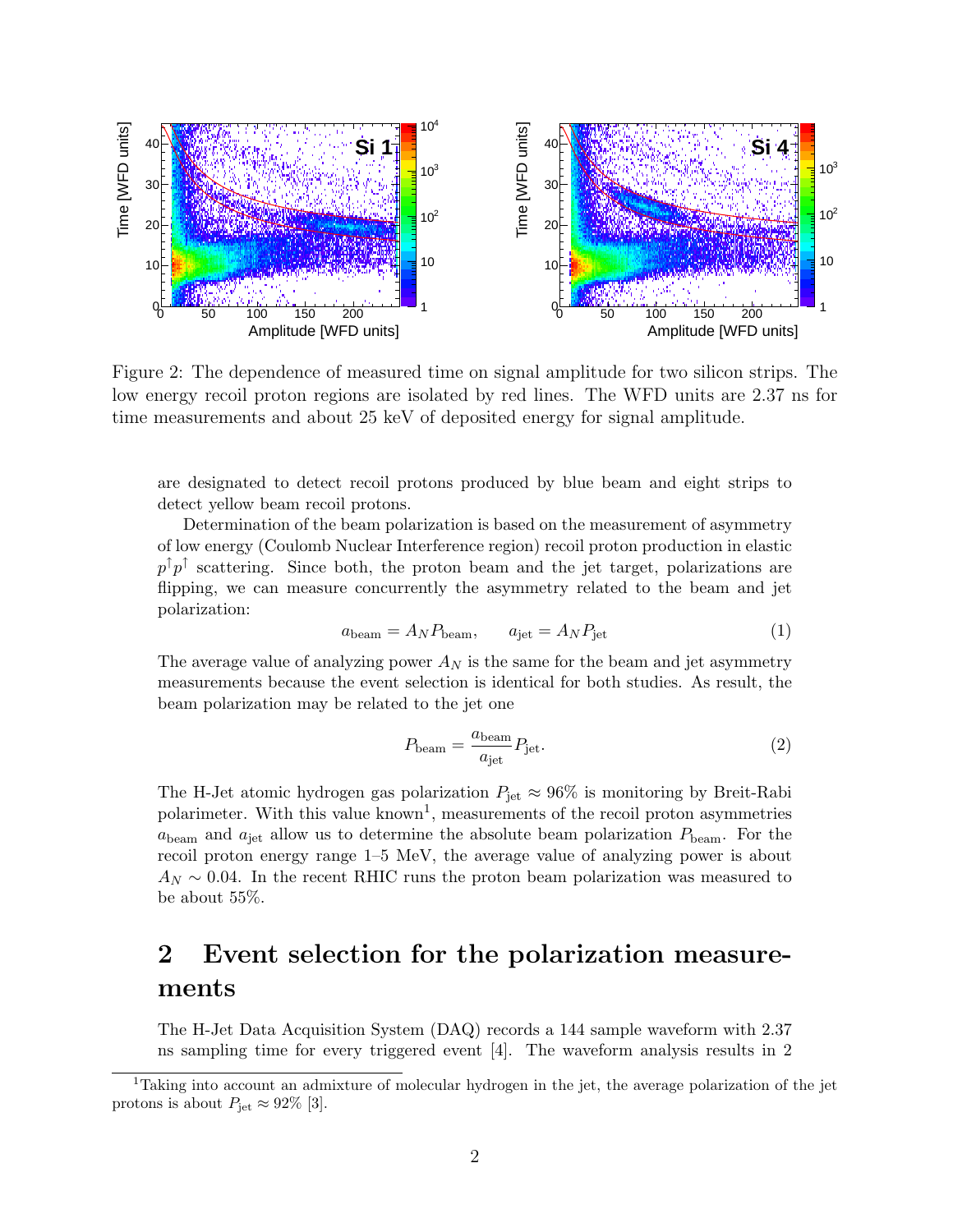Figure 2: The dependence of measured time on signal amplitude for two silicon strips. The low energy recoil proton regions are isolated by red lines. The WFD units are 2.37 ns for time measurements and about 25 keV of deposited energy for signal amplitude.

are designated to detect recoil protons produced by blue beam and eight strips to detect yellow beam recoil protons.

Determination of the beam polarization is based on the measurement of asymmetry of low energy (Coulomb Nuclear Interference region) recoil proton production in elastic $p^{\uparrow}p^{\uparrow}$ scattering. Since both, the proton beam and the jet target, polarizations are flipping, we can measure concurrently the asymmetry related to the beam and jet polarization:

$$a_{\text{beam}} = A_N P_{\text{beam}}, \qquad a_{\text{jet}} = A_N P_{\text{jet}} \tag{1}$$

The average value of analyzing power $A_N$ is the same for the beam and jet asymmetry measurements because the event selection is identical for both studies. As result, the beam polarization may be related to the jet one

$$P_{\text{beam}} = \frac{a_{\text{beam}}}{a_{\text{jet}}} P_{\text{jet}}. \tag{2}$$

The H-Jet atomic hydrogen gas polarization $P_{\text{jet}} \approx 96\%$ is monitoring by Breit-Rabi polarimeter. With this value known[1], measurements of the recoil proton asymmetries $a_{\text{beam}}$ and $a_{\text{jet}}$ allow us to determine the absolute beam polarization $P_{\text{beam}}$. For the recoil proton energy range 1–5 MeV, the average value of analyzing power is about $A_N \sim 0.04$. In the recent RHIC runs the proton beam polarization was measured to be about 55%.

## 2 Event selection for the polarization measurements

The H-Jet Data Acquisition System (DAQ) records a 144 sample waveform with 2.37 ns sampling time for every triggered event [4]. The waveform analysis results in 2

[1] Taking into account an admixture of molecular hydrogen in the jet, the average polarization of the jet protons is about $P_{\text{jet}} \approx 92\%$ [3].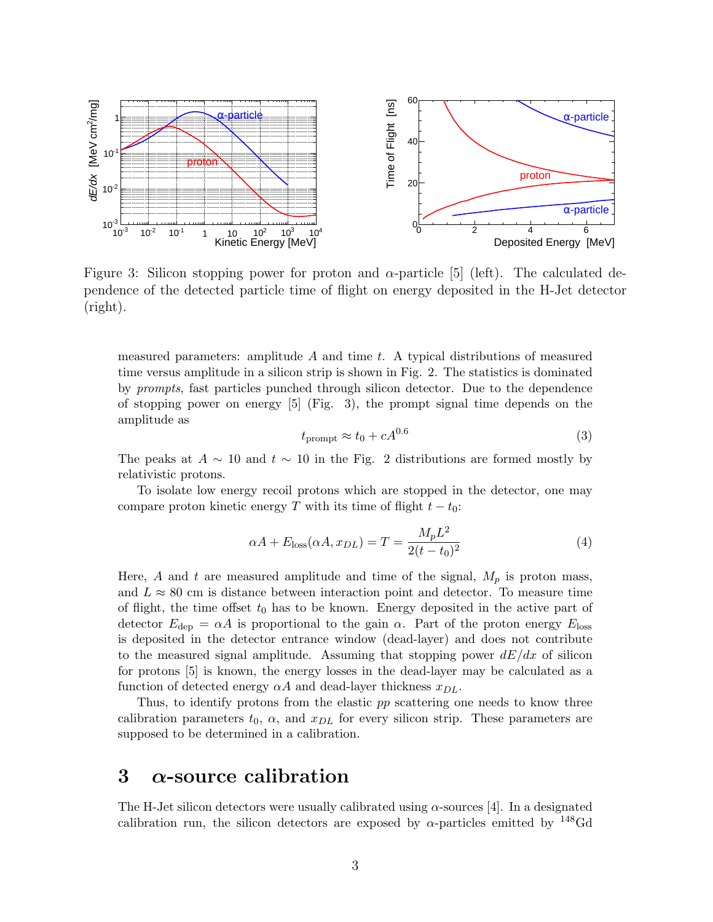Figure 3: Silicon stopping power for proton and $\alpha$-particle [5] (left). The calculated dependence of the detected particle time of flight on energy deposited in the H-Jet detector (right).

measured parameters: amplitude $A$ and time $t$. A typical distributions of measured time versus amplitude in a silicon strip is shown in Fig. 2. The statistics is dominated by *prompts*, fast particles punched through silicon detector. Due to the dependence of stopping power on energy [5] (Fig. 3), the prompt signal time depends on the amplitude as

$$t_{\text{prompt}} \approx t_0 + cA^{0.6} \tag{3}$$

The peaks at $A \sim 10$ and $t \sim 10$ in the Fig. 2 distributions are formed mostly by relativistic protons.

To isolate low energy recoil protons which are stopped in the detector, one may compare proton kinetic energy $T$ with its time of flight $t - t_0$:

$$\alpha A + E_{\text{loss}}(\alpha A, x_{DL}) = T = \frac{M_p L^2}{2(t - t_0)^2} \tag{4}$$

Here, $A$ and $t$ are measured amplitude and time of the signal, $M_p$ is proton mass, and $L \approx 80$ cm is distance between interaction point and detector. To measure time of flight, the time offset $t_0$ has to be known. Energy deposited in the active part of detector $E_{\text{dep}} = \alpha A$ is proportional to the gain $\alpha$. Part of the proton energy $E_{\text{loss}}$ is deposited in the detector entrance window (dead-layer) and does not contribute to the measured signal amplitude. Assuming that stopping power $dE/dx$ of silicon for protons [5] is known, the energy losses in the dead-layer may be calculated as a function of detected energy $\alpha A$ and dead-layer thickness $x_{DL}$.

Thus, to identify protons from the elastic *pp* scattering one needs to know three calibration parameters $t_0$, $\alpha$, and $x_{DL}$ for every silicon strip. These parameters are supposed to be determined in a calibration.

## 3 $\alpha$-source calibration

The H-Jet silicon detectors were usually calibrated using $\alpha$-sources [4]. In a designated calibration run, the silicon detectors are exposed by $\alpha$-particles emitted by $^{148}$Gd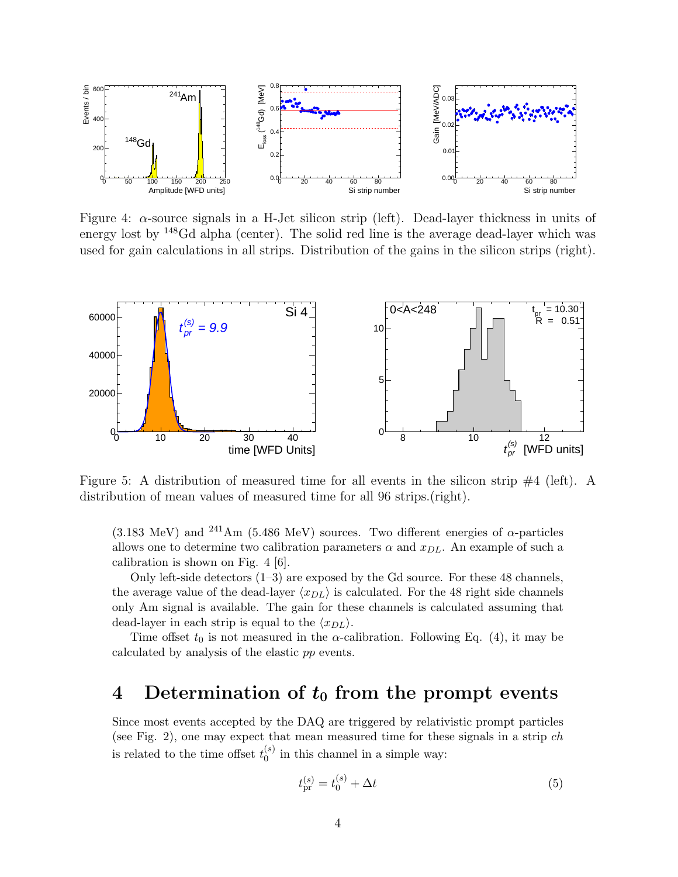Figure 4: $\alpha$-source signals in a H-Jet silicon strip (left). Dead-layer thickness in units of energy lost by $^{148}$Gd alpha (center). The solid red line is the average dead-layer which was used for gain calculations in all strips. Distribution of the gains in the silicon strips (right).

Figure 5: A distribution of measured time for all events in the silicon strip #4 (left). A distribution of mean values of measured time for all 96 strips.(right).

(3.183 MeV) and $^{241}$Am (5.486 MeV) sources. Two different energies of $\alpha$-particles allows one to determine two calibration parameters $\alpha$ and $x_{DL}$. An example of such a calibration is shown on Fig. 4 [6].

Only left-side detectors (1–3) are exposed by the Gd source. For these 48 channels, the average value of the dead-layer $\langle x_{DL} \rangle$ is calculated. For the 48 right side channels only Am signal is available. The gain for these channels is calculated assuming that dead-layer in each strip is equal to the $\langle x_{DL} \rangle$.

Time offset $t_0$ is not measured in the $\alpha$-calibration. Following Eq. (4), it may be calculated by analysis of the elastic *pp* events.

# 4 Determination of $t_0$ from the prompt events

Since most events accepted by the DAQ are triggered by relativistic prompt particles (see Fig. 2), one may expect that mean measured time for these signals in a strip *ch* is related to the time offset $t_0^{(s)}$ in this channel in a simple way:

$$t_{\text{pr}}^{(s)} = t_0^{(s)} + \Delta t \tag{5}$$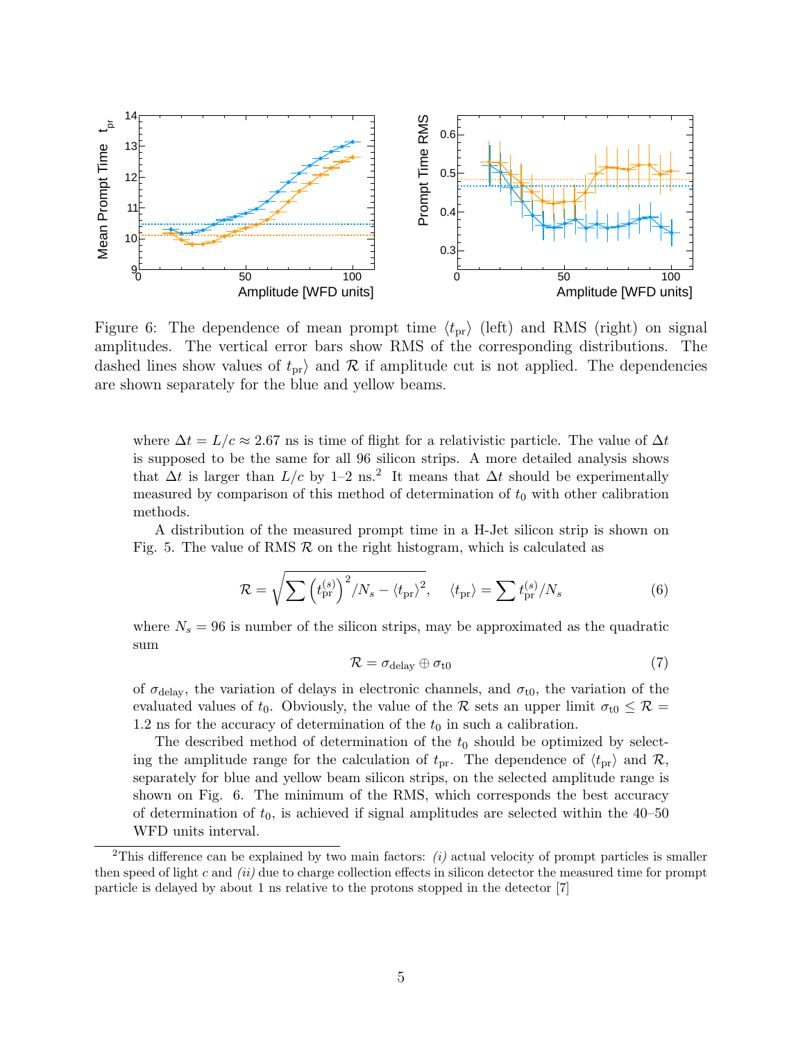Figure 6: The dependence of mean prompt time $\langle t_{\rm pr}\rangle$ (left) and RMS (right) on signal amplitudes. The vertical error bars show RMS of the corresponding distributions. The dashed lines show values of $t_{\rm pr}\rangle$ and $\mathcal{R}$ if amplitude cut is not applied. The dependencies are shown separately for the blue and yellow beams.

where $\Delta t = L/c \approx 2.67$ ns is time of flight for a relativistic particle. The value of $\Delta t$ is supposed to be the same for all 96 silicon strips. A more detailed analysis shows that $\Delta t$ is larger than $L/c$ by 1–2 ns.[2] It means that $\Delta t$ should be experimentally measured by comparison of this method of determination of $t_0$ with other calibration methods.

A distribution of the measured prompt time in a H-Jet silicon strip is shown on Fig. 5. The value of RMS $\mathcal{R}$ on the right histogram, which is calculated as

$$\mathcal{R} = \sqrt{\sum \left(t_{\rm pr}^{(s)}\right)^2/N_s - \langle t_{\rm pr}\rangle^2}, \quad \langle t_{\rm pr}\rangle = \sum t_{\rm pr}^{(s)}/N_s \tag{6}$$

where $N_s = 96$ is number of the silicon strips, may be approximated as the quadratic sum

$$\mathcal{R} = \sigma_{\rm delay} \oplus \sigma_{\rm t0} \tag{7}$$

of $\sigma_{\rm delay}$, the variation of delays in electronic channels, and $\sigma_{\rm t0}$, the variation of the evaluated values of $t_0$. Obviously, the value of the $\mathcal{R}$ sets an upper limit $\sigma_{\rm t0} \leq \mathcal{R} = 1.2$ ns for the accuracy of determination of the $t_0$ in such a calibration.

The described method of determination of the $t_0$ should be optimized by selecting the amplitude range for the calculation of $t_{\rm pr}$. The dependence of $\langle t_{\rm pr}\rangle$ and $\mathcal{R}$, separately for blue and yellow beam silicon strips, on the selected amplitude range is shown on Fig. 6. The minimum of the RMS, which corresponds the best accuracy of determination of $t_0$, is achieved if signal amplitudes are selected within the 40–50 WFD units interval.

[2]This difference can be explained by two main factors: *(i)* actual velocity of prompt particles is smaller then speed of light $c$ and *(ii)* due to charge collection effects in silicon detector the measured time for prompt particle is delayed by about 1 ns relative to the protons stopped in the detector [7]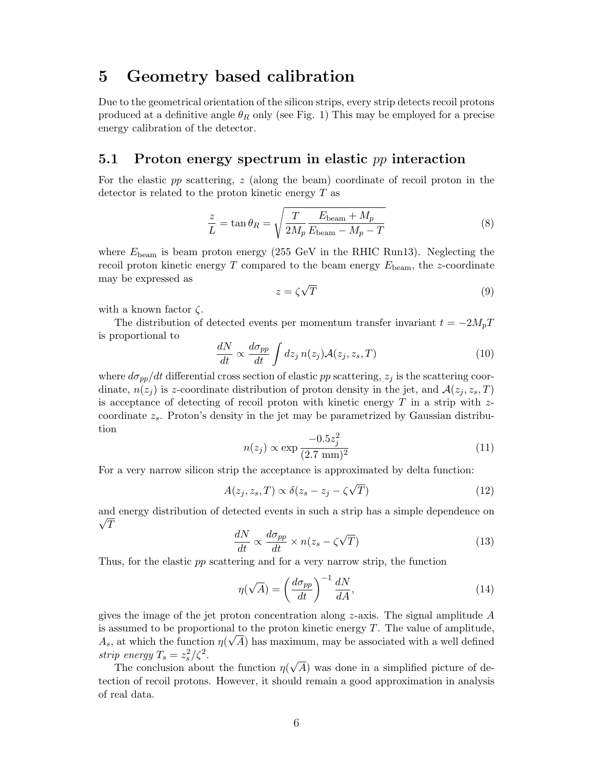# 5 Geometry based calibration

Due to the geometrical orientation of the silicon strips, every strip detects recoil protons produced at a definitive angle $\theta_R$ only (see Fig. 1) This may be employed for a precise energy calibration of the detector.

## 5.1 Proton energy spectrum in elastic *pp* interaction

For the elastic *pp* scattering, $z$ (along the beam) coordinate of recoil proton in the detector is related to the proton kinetic energy $T$ as

$$\frac{z}{L} = \tan\theta_R = \sqrt{\frac{T}{2M_p}\frac{E_{\text{beam}} + M_p}{E_{\text{beam}} - M_p - T}} \tag{8}$$

where $E_{\text{beam}}$ is beam proton energy (255 GeV in the RHIC Run13). Neglecting the recoil proton kinetic energy $T$ compared to the beam energy $E_{\text{beam}}$, the $z$-coordinate may be expressed as

$$z = \zeta\sqrt{T} \tag{9}$$

with a known factor $\zeta$.

The distribution of detected events per momentum transfer invariant $t = -2M_pT$ is proportional to

$$\frac{dN}{dt} \propto \frac{d\sigma_{pp}}{dt}\int dz_j\, n(z_j)\mathcal{A}(z_j, z_s, T) \tag{10}$$

where $d\sigma_{pp}/dt$ differential cross section of elastic *pp* scattering, $z_j$ is the scattering coordinate, $n(z_j)$ is $z$-coordinate distribution of proton density in the jet, and $\mathcal{A}(z_j, z_s, T)$ is acceptance of detecting of recoil proton with kinetic energy $T$ in a strip with $z$-coordinate $z_s$. Proton's density in the jet may be parametrized by Gaussian distribution

$$n(z_j) \propto \exp\frac{-0.5z_j^2}{(2.7\ \text{mm})^2} \tag{11}$$

For a very narrow silicon strip the acceptance is approximated by delta function:

$$A(z_j, z_s, T) \propto \delta(z_s - z_j - \zeta\sqrt{T}) \tag{12}$$

and energy distribution of detected events in such a strip has a simple dependence on $\sqrt{T}$

$$\frac{dN}{dt} \propto \frac{d\sigma_{pp}}{dt} \times n(z_s - \zeta\sqrt{T}) \tag{13}$$

Thus, for the elastic *pp* scattering and for a very narrow strip, the function

$$\eta(\sqrt{A}) = \left(\frac{d\sigma_{pp}}{dt}\right)^{-1}\frac{dN}{dA}, \tag{14}$$

gives the image of the jet proton concentration along $z$-axis. The signal amplitude $A$ is assumed to be proportional to the proton kinetic energy $T$. The value of amplitude, $A_s$, at which the function $\eta(\sqrt{A})$ has maximum, may be associated with a well defined *strip energy* $T_s = z_s^2/\zeta^2$.

The conclusion about the function $\eta(\sqrt{A})$ was done in a simplified picture of detection of recoil protons. However, it should remain a good approximation in analysis of real data.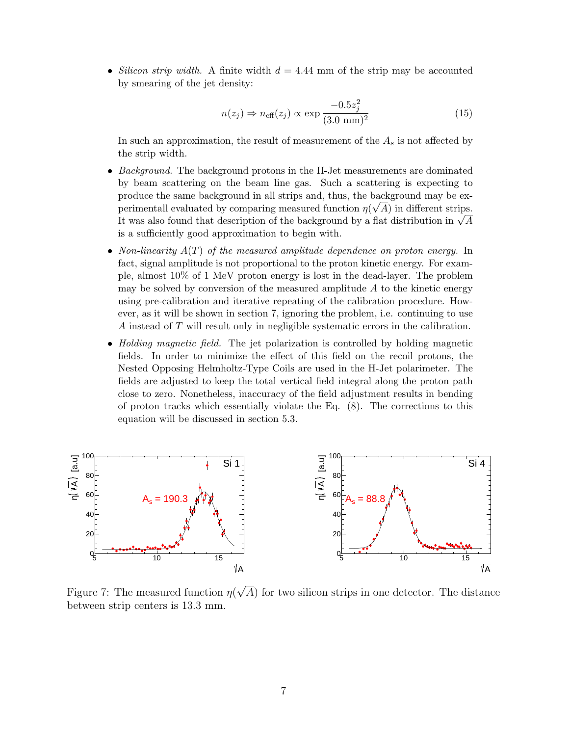- *Silicon strip width.* A finite width $d = 4.44$ mm of the strip may be accounted by smearing of the jet density:

$$n(z_j) \Rightarrow n_{\text{eff}}(z_j) \propto \exp \frac{-0.5z_j^2}{(3.0 \text{ mm})^2} \tag{15}$$

  In such an approximation, the result of measurement of the $A_s$ is not affected by the strip width.

- *Background.* The background protons in the H-Jet measurements are dominated by beam scattering on the beam line gas. Such a scattering is expecting to produce the same background in all strips and, thus, the background may be experimentall evaluated by comparing measured function $\eta(\sqrt{A})$ in different strips. It was also found that description of the background by a flat distribution in $\sqrt{A}$ is a sufficiently good approximation to begin with.

- *Non-linearity $A(T)$ of the measured amplitude dependence on proton energy.* In fact, signal amplitude is not proportional to the proton kinetic energy. For example, almost 10% of 1 MeV proton energy is lost in the dead-layer. The problem may be solved by conversion of the measured amplitude $A$ to the kinetic energy using pre-calibration and iterative repeating of the calibration procedure. However, as it will be shown in section 7, ignoring the problem, i.e. continuing to use $A$ instead of $T$ will result only in negligible systematic errors in the calibration.

- *Holding magnetic field.* The jet polarization is controlled by holding magnetic fields. In order to minimize the effect of this field on the recoil protons, the Nested Opposing Helmholtz-Type Coils are used in the H-Jet polarimeter. The fields are adjusted to keep the total vertical field integral along the proton path close to zero. Nonetheless, inaccuracy of the field adjustment results in bending of proton tracks which essentially violate the Eq. (8). The corrections to this equation will be discussed in section 5.3.

Figure 7: The measured function $\eta(\sqrt{A})$ for two silicon strips in one detector. The distance between strip centers is 13.3 mm.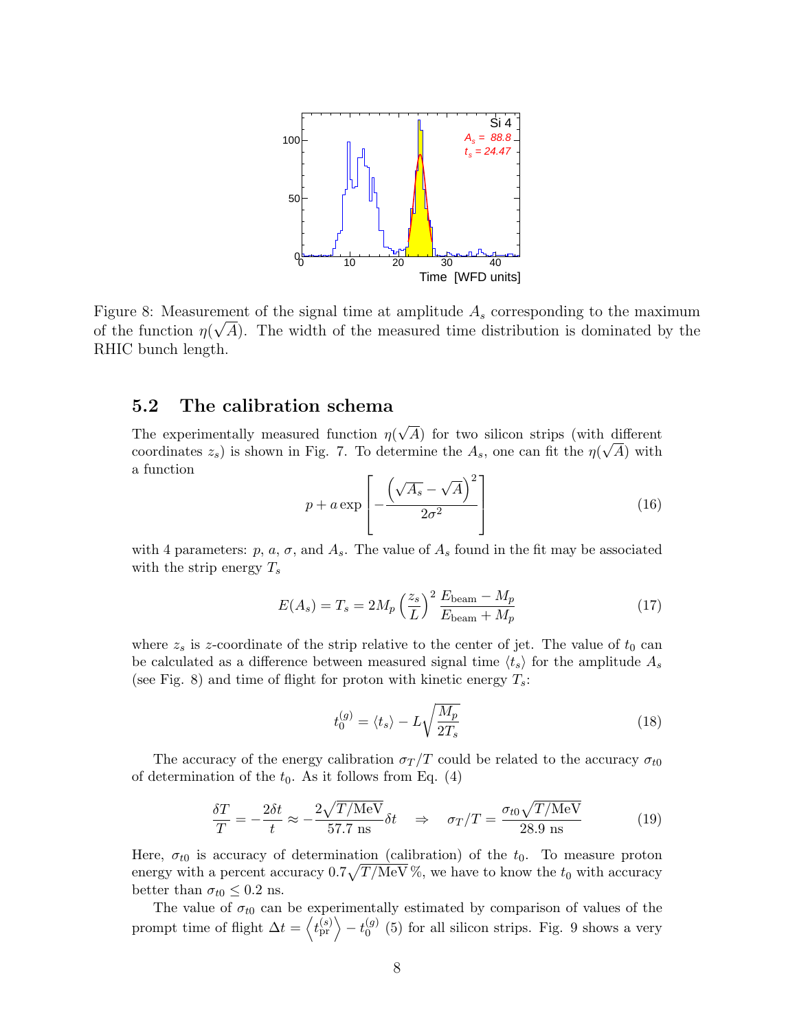Figure 8: Measurement of the signal time at amplitude $A_s$ corresponding to the maximum of the function $\eta(\sqrt{A})$. The width of the measured time distribution is dominated by the RHIC bunch length.

### 5.2 The calibration schema

The experimentally measured function $\eta(\sqrt{A})$ for two silicon strips (with different coordinates $z_s$) is shown in Fig. 7. To determine the $A_s$, one can fit the $\eta(\sqrt{A})$ with a function

$$p + a \exp\left[-\frac{\left(\sqrt{A_s} - \sqrt{A}\right)^2}{2\sigma^2}\right] \tag{16}$$

with 4 parameters: $p$, $a$, $\sigma$, and $A_s$. The value of $A_s$ found in the fit may be associated with the strip energy $T_s$

$$E(A_s) = T_s = 2M_p \left(\frac{z_s}{L}\right)^2 \frac{E_{\text{beam}} - M_p}{E_{\text{beam}} + M_p} \tag{17}$$

where $z_s$ is $z$-coordinate of the strip relative to the center of jet. The value of $t_0$ can be calculated as a difference between measured signal time $\langle t_s \rangle$ for the amplitude $A_s$ (see Fig. 8) and time of flight for proton with kinetic energy $T_s$:

$$t_0^{(g)} = \langle t_s \rangle - L\sqrt{\frac{M_p}{2T_s}} \tag{18}$$

The accuracy of the energy calibration $\sigma_T/T$ could be related to the accuracy $\sigma_{t0}$ of determination of the $t_0$. As it follows from Eq. (4)

$$\frac{\delta T}{T} = -\frac{2\delta t}{t} \approx -\frac{2\sqrt{T/\text{MeV}}}{57.7 \text{ ns}}\delta t \quad \Rightarrow \quad \sigma_T/T = \frac{\sigma_{t0}\sqrt{T/\text{MeV}}}{28.9 \text{ ns}} \tag{19}$$

Here, $\sigma_{t0}$ is accuracy of determination (calibration) of the $t_0$. To measure proton energy with a percent accuracy $0.7\sqrt{T/\text{MeV}}\,\%$, we have to know the $t_0$ with accuracy better than $\sigma_{t0} \leq 0.2$ ns.

The value of $\sigma_{t0}$ can be experimentally estimated by comparison of values of the prompt time of flight $\Delta t = \left\langle t_{\text{pr}}^{(s)} \right\rangle - t_0^{(g)}$ (5) for all silicon strips. Fig. 9 shows a very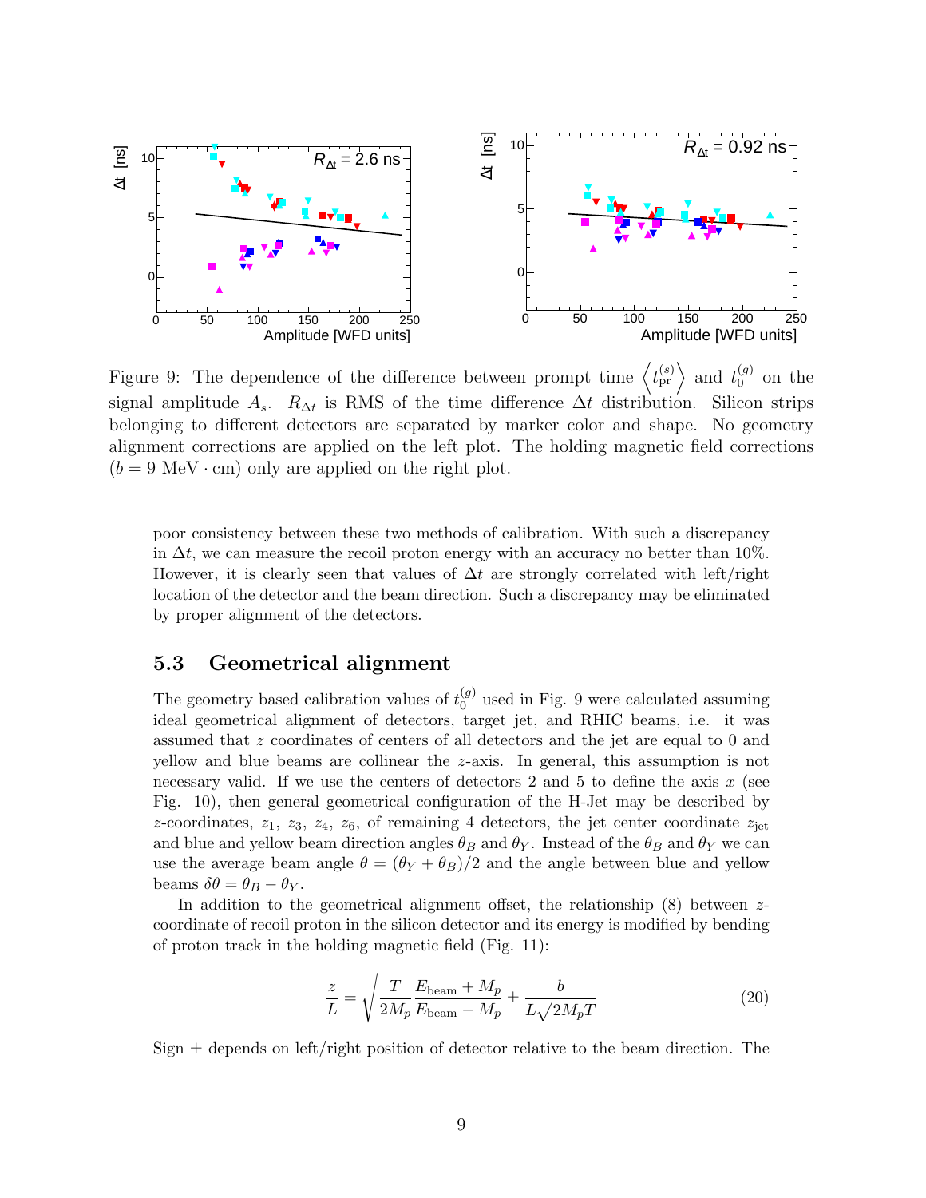Figure 9: The dependence of the difference between prompt time $\left\langle t_{\rm pr}^{(s)} \right\rangle$ and $t_0^{(g)}$ on the signal amplitude $A_s$. $R_{\Delta t}$ is RMS of the time difference $\Delta t$ distribution. Silicon strips belonging to different detectors are separated by marker color and shape. No geometry alignment corrections are applied on the left plot. The holding magnetic field corrections ($b = 9$ MeV $\cdot$ cm) only are applied on the right plot.

poor consistency between these two methods of calibration. With such a discrepancy in $\Delta t$, we can measure the recoil proton energy with an accuracy no better than 10%. However, it is clearly seen that values of $\Delta t$ are strongly correlated with left/right location of the detector and the beam direction. Such a discrepancy may be eliminated by proper alignment of the detectors.

## 5.3 Geometrical alignment

The geometry based calibration values of $t_0^{(g)}$ used in Fig. 9 were calculated assuming ideal geometrical alignment of detectors, target jet, and RHIC beams, i.e. it was assumed that $z$ coordinates of centers of all detectors and the jet are equal to 0 and yellow and blue beams are collinear the $z$-axis. In general, this assumption is not necessary valid. If we use the centers of detectors 2 and 5 to define the axis $x$ (see Fig. 10), then general geometrical configuration of the H-Jet may be described by $z$-coordinates, $z_1$, $z_3$, $z_4$, $z_6$, of remaining 4 detectors, the jet center coordinate $z_{\rm jet}$ and blue and yellow beam direction angles $\theta_B$ and $\theta_Y$. Instead of the $\theta_B$ and $\theta_Y$ we can use the average beam angle $\theta = (\theta_Y + \theta_B)/2$ and the angle between blue and yellow beams $\delta\theta = \theta_B - \theta_Y$.

In addition to the geometrical alignment offset, the relationship (8) between $z$-coordinate of recoil proton in the silicon detector and its energy is modified by bending of proton track in the holding magnetic field (Fig. 11):

$$\frac{z}{L} = \sqrt{\frac{T}{2M_p}\frac{E_{\rm beam} + M_p}{E_{\rm beam} - M_p}} \pm \frac{b}{L\sqrt{2M_pT}} \tag{20}$$

Sign $\pm$ depends on left/right position of detector relative to the beam direction. The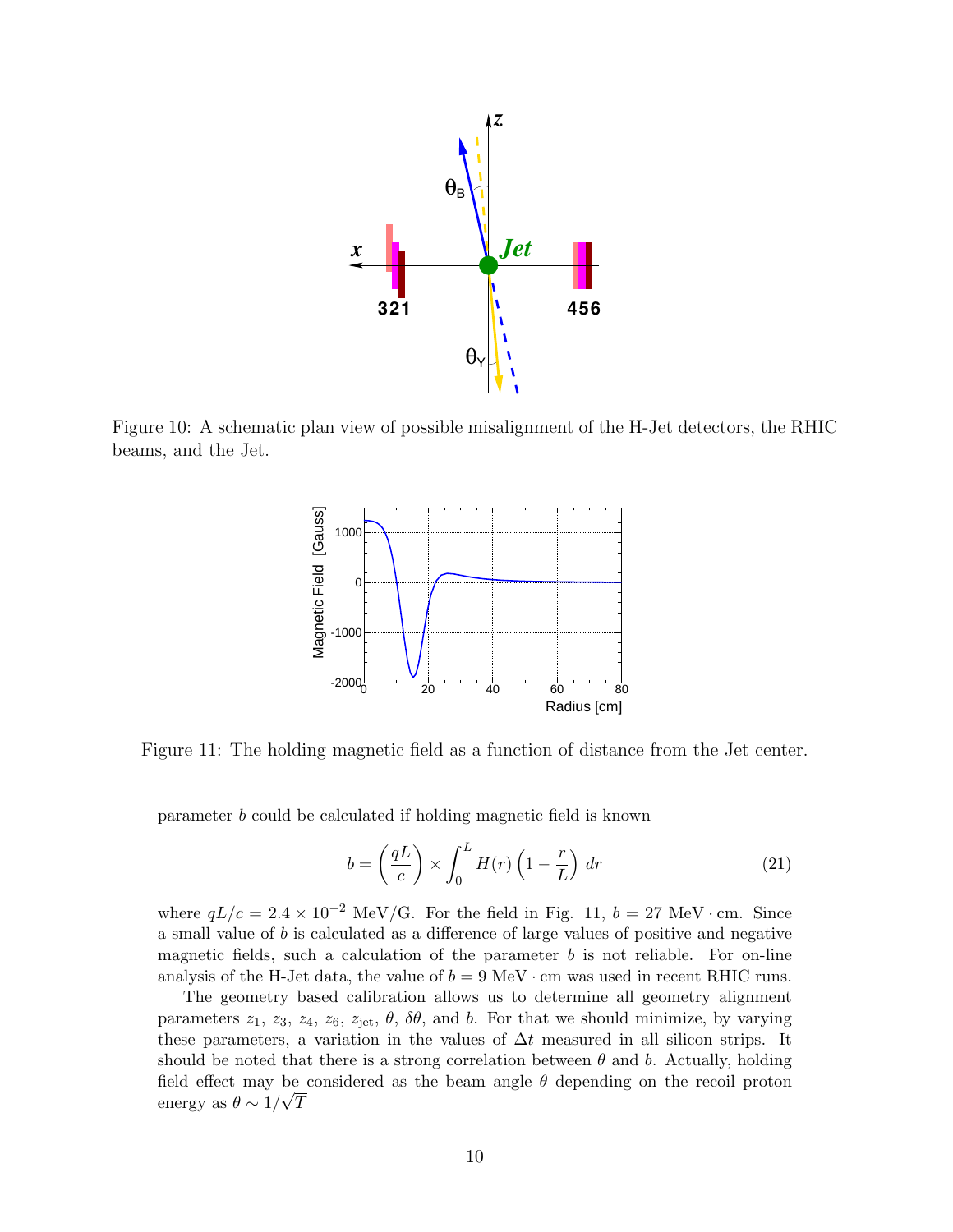Figure 10: A schematic plan view of possible misalignment of the H-Jet detectors, the RHIC beams, and the Jet.

Figure 11: The holding magnetic field as a function of distance from the Jet center.

parameter $b$ could be calculated if holding magnetic field is known

$$b = \left(\frac{qL}{c}\right) \times \int_0^L H(r)\left(1 - \frac{r}{L}\right)\, dr \tag{21}$$

where $qL/c = 2.4 \times 10^{-2}$ MeV/G. For the field in Fig. 11, $b = 27$ MeV $\cdot$ cm. Since a small value of $b$ is calculated as a difference of large values of positive and negative magnetic fields, such a calculation of the parameter $b$ is not reliable. For on-line analysis of the H-Jet data, the value of $b = 9$ MeV $\cdot$ cm was used in recent RHIC runs.

The geometry based calibration allows us to determine all geometry alignment parameters $z_1$, $z_3$, $z_4$, $z_6$, $z_{\text{jet}}$, $\theta$, $\delta\theta$, and $b$. For that we should minimize, by varying these parameters, a variation in the values of $\Delta t$ measured in all silicon strips. It should be noted that there is a strong correlation between $\theta$ and $b$. Actually, holding field effect may be considered as the beam angle $\theta$ depending on the recoil proton energy as $\theta \sim 1/\sqrt{T}$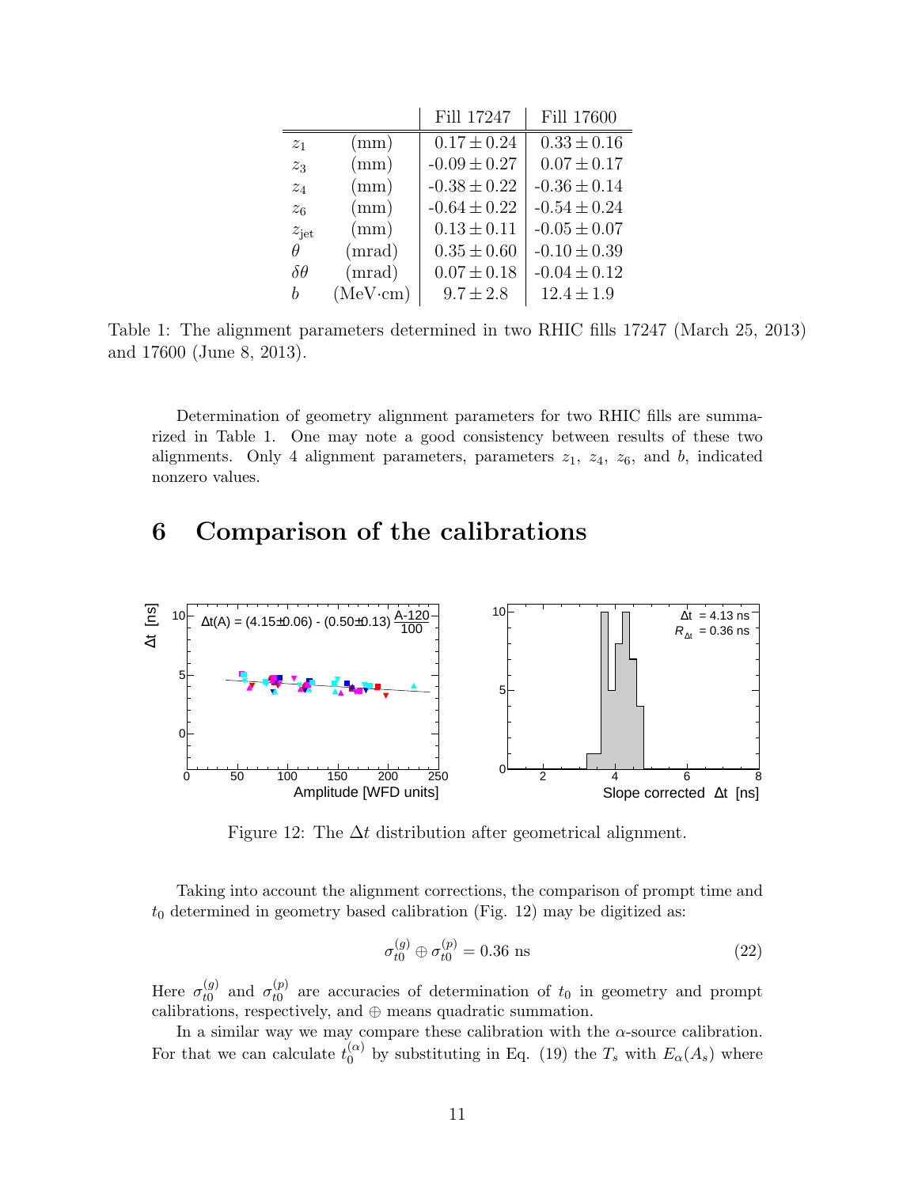| | | Fill 17247 | Fill 17600 |
|---|---|---|---|
| $z_1$ | (mm) | $0.17 \pm 0.24$ | $0.33 \pm 0.16$ |
| $z_3$ | (mm) | $-0.09 \pm 0.27$ | $0.07 \pm 0.17$ |
| $z_4$ | (mm) | $-0.38 \pm 0.22$ | $-0.36 \pm 0.14$ |
| $z_6$ | (mm) | $-0.64 \pm 0.22$ | $-0.54 \pm 0.24$ |
| $z_{\text{jet}}$ | (mm) | $0.13 \pm 0.11$ | $-0.05 \pm 0.07$ |
| $\theta$ | (mrad) | $0.35 \pm 0.60$ | $-0.10 \pm 0.39$ |
| $\delta\theta$ | (mrad) | $0.07 \pm 0.18$ | $-0.04 \pm 0.12$ |
| $b$ | (MeV·cm) | $9.7 \pm 2.8$ | $12.4 \pm 1.9$ |

Table 1: The alignment parameters determined in two RHIC fills 17247 (March 25, 2013) and 17600 (June 8, 2013).

Determination of geometry alignment parameters for two RHIC fills are summarized in Table 1. One may note a good consistency between results of these two alignments. Only 4 alignment parameters, parameters $z_1$, $z_4$, $z_6$, and $b$, indicated nonzero values.

# 6 Comparison of the calibrations

Figure 12: The $\Delta t$ distribution after geometrical alignment.

Taking into account the alignment corrections, the comparison of prompt time and $t_0$ determined in geometry based calibration (Fig. 12) may be digitized as:

$$\sigma_{t0}^{(g)} \oplus \sigma_{t0}^{(p)} = 0.36 \text{ ns} \tag{22}$$

Here $\sigma_{t0}^{(g)}$ and $\sigma_{t0}^{(p)}$ are accuracies of determination of $t_0$ in geometry and prompt calibrations, respectively, and $\oplus$ means quadratic summation.

In a similar way we may compare these calibration with the $\alpha$-source calibration. For that we can calculate $t_0^{(\alpha)}$ by substituting in Eq. (19) the $T_s$ with $E_\alpha(A_s)$ where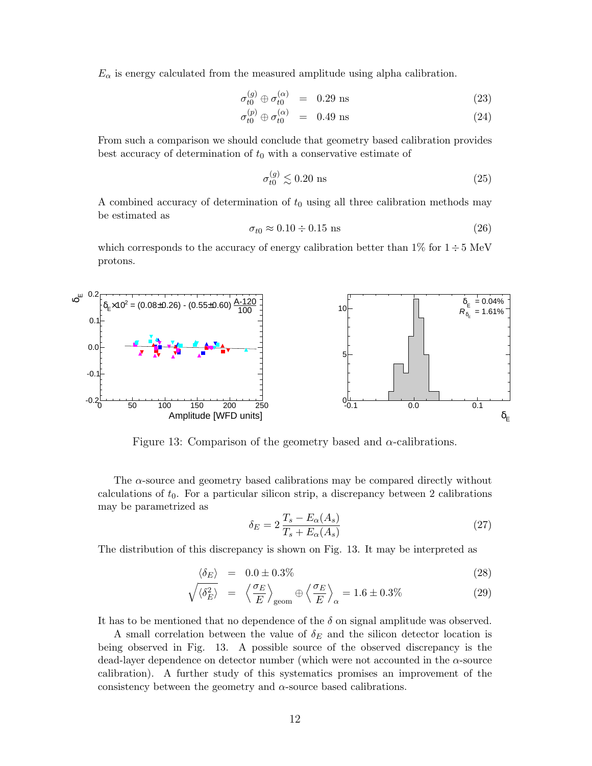$E_\alpha$ is energy calculated from the measured amplitude using alpha calibration.

$$\sigma_{t0}^{(g)} \oplus \sigma_{t0}^{(\alpha)} \;=\; 0.29 \text{ ns} \tag{23}$$

$$\sigma_{t0}^{(p)} \oplus \sigma_{t0}^{(\alpha)} \;=\; 0.49 \text{ ns} \tag{24}$$

From such a comparison we should conclude that geometry based calibration provides best accuracy of determination of $t_0$ with a conservative estimate of

$$\sigma_{t0}^{(g)} \lesssim 0.20 \text{ ns} \tag{25}$$

A combined accuracy of determination of $t_0$ using all three calibration methods may be estimated as

$$\sigma_{t0} \approx 0.10 \div 0.15 \text{ ns} \tag{26}$$

which corresponds to the accuracy of energy calibration better than 1% for $1 \div 5$ MeV protons.

Figure 13: Comparison of the geometry based and $\alpha$-calibrations.

The $\alpha$-source and geometry based calibrations may be compared directly without calculations of $t_0$. For a particular silicon strip, a discrepancy between 2 calibrations may be parametrized as

$$\delta_E = 2\,\frac{T_s - E_\alpha(A_s)}{T_s + E_\alpha(A_s)} \tag{27}$$

The distribution of this discrepancy is shown on Fig. 13. It may be interpreted as

$$\langle \delta_E \rangle \;=\; 0.0 \pm 0.3\% \tag{28}$$

$$\sqrt{\langle \delta_E^2 \rangle} \;=\; \left\langle \frac{\sigma_E}{E} \right\rangle_{\text{geom}} \oplus \left\langle \frac{\sigma_E}{E} \right\rangle_{\alpha} = 1.6 \pm 0.3\% \tag{29}$$

It has to be mentioned that no dependence of the $\delta$ on signal amplitude was observed.

A small correlation between the value of $\delta_E$ and the silicon detector location is being observed in Fig. 13. A possible source of the observed discrepancy is the dead-layer dependence on detector number (which were not accounted in the $\alpha$-source calibration). A further study of this systematics promises an improvement of the consistency between the geometry and $\alpha$-source based calibrations.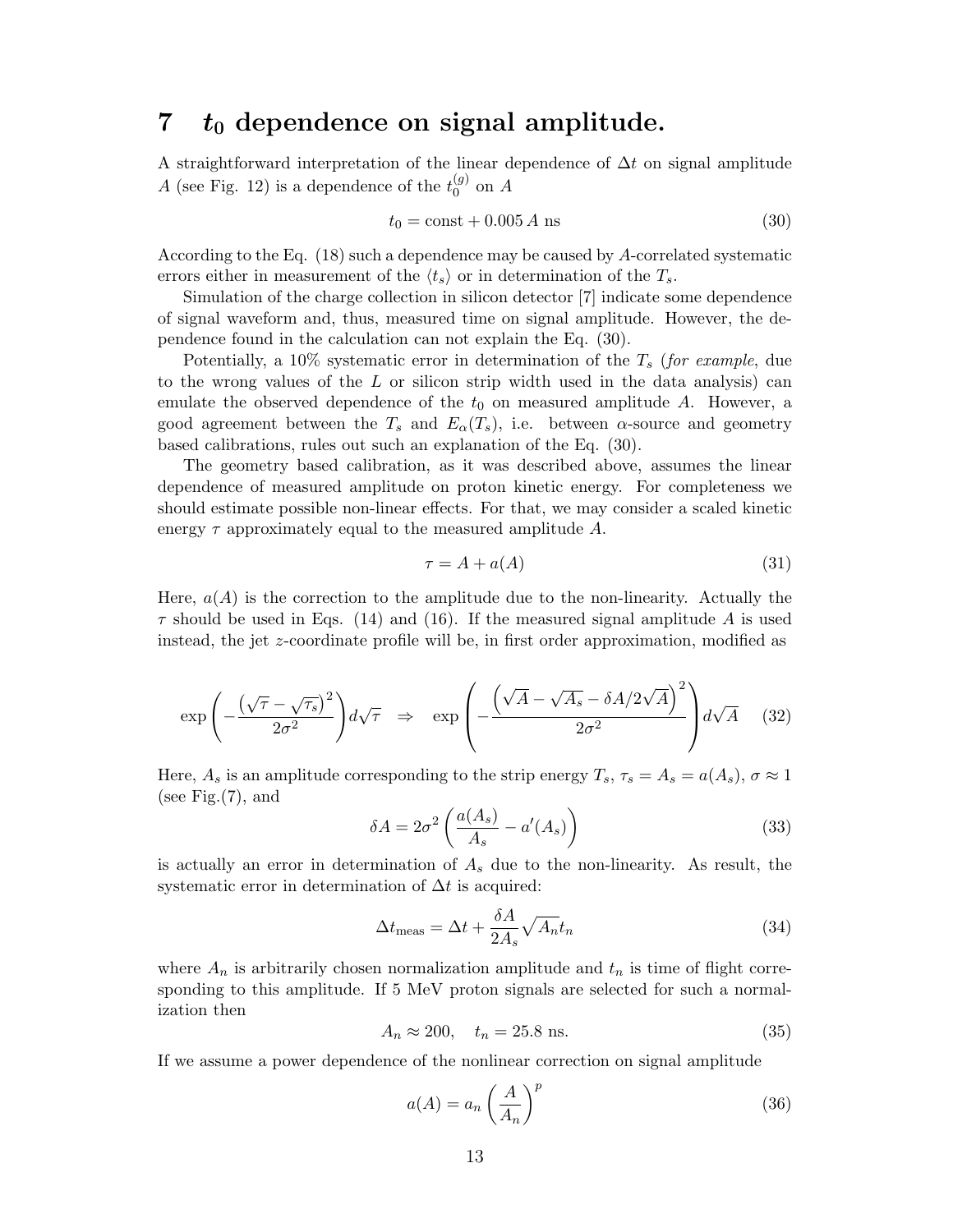# 7 $t_0$ dependence on signal amplitude.

A straightforward interpretation of the linear dependence of $\Delta t$ on signal amplitude $A$ (see Fig. 12) is a dependence of the $t_0^{(g)}$ on $A$

$$t_0 = \text{const} + 0.005\,A\ \text{ns} \tag{30}$$

According to the Eq. (18) such a dependence may be caused by $A$-correlated systematic errors either in measurement of the $\langle t_s \rangle$ or in determination of the $T_s$.

Simulation of the charge collection in silicon detector [7] indicate some dependence of signal waveform and, thus, measured time on signal amplitude. However, the dependence found in the calculation can not explain the Eq. (30).

Potentially, a 10% systematic error in determination of the $T_s$ (*for example*, due to the wrong values of the $L$ or silicon strip width used in the data analysis) can emulate the observed dependence of the $t_0$ on measured amplitude $A$. However, a good agreement between the $T_s$ and $E_\alpha(T_s)$, i.e. between $\alpha$-source and geometry based calibrations, rules out such an explanation of the Eq. (30).

The geometry based calibration, as it was described above, assumes the linear dependence of measured amplitude on proton kinetic energy. For completeness we should estimate possible non-linear effects. For that, we may consider a scaled kinetic energy $\tau$ approximately equal to the measured amplitude $A$.

$$\tau = A + a(A) \tag{31}$$

Here, $a(A)$ is the correction to the amplitude due to the non-linearity. Actually the $\tau$ should be used in Eqs. (14) and (16). If the measured signal amplitude $A$ is used instead, the jet $z$-coordinate profile will be, in first order approximation, modified as

$$\exp\left(-\frac{\left(\sqrt{\tau}-\sqrt{\tau_s}\right)^2}{2\sigma^2}\right)d\sqrt{\tau} \quad \Rightarrow \quad \exp\left(-\frac{\left(\sqrt{A}-\sqrt{A_s}-\delta A/2\sqrt{A}\right)^2}{2\sigma^2}\right)d\sqrt{A} \tag{32}$$

Here, $A_s$ is an amplitude corresponding to the strip energy $T_s$, $\tau_s = A_s = a(A_s)$, $\sigma \approx 1$ (see Fig.(7), and

$$\delta A = 2\sigma^2\left(\frac{a(A_s)}{A_s} - a'(A_s)\right) \tag{33}$$

is actually an error in determination of $A_s$ due to the non-linearity. As result, the systematic error in determination of $\Delta t$ is acquired:

$$\Delta t_{\text{meas}} = \Delta t + \frac{\delta A}{2A_s}\sqrt{A_n}t_n \tag{34}$$

where $A_n$ is arbitrarily chosen normalization amplitude and $t_n$ is time of flight corresponding to this amplitude. If 5 MeV proton signals are selected for such a normalization then

$$A_n \approx 200, \quad t_n = 25.8\ \text{ns}. \tag{35}$$

If we assume a power dependence of the nonlinear correction on signal amplitude

$$a(A) = a_n\left(\frac{A}{A_n}\right)^p \tag{36}$$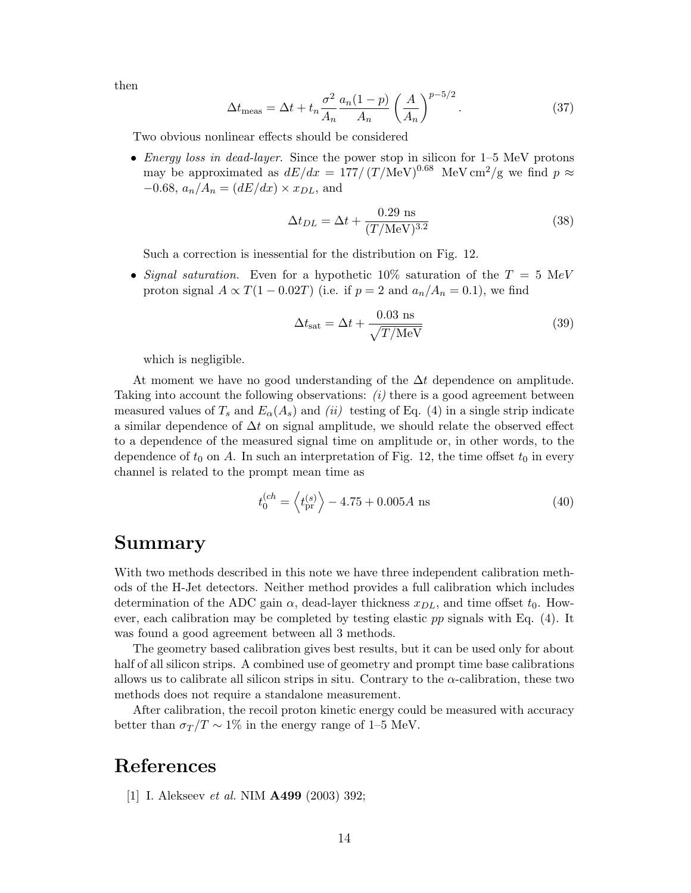then

$$\Delta t_{\mathrm{meas}} = \Delta t + t_n \frac{\sigma^2}{A_n} \frac{a_n(1-p)}{A_n} \left(\frac{A}{A_n}\right)^{p-5/2}. \tag{37}$$

Two obvious nonlinear effects should be considered

- *Energy loss in dead-layer*. Since the power stop in silicon for 1–5 MeV protons may be approximated as $dE/dx = 177/\left(T/\mathrm{MeV}\right)^{0.68}$ MeV cm$^2$/g we find $p \approx -0.68$, $a_n/A_n = (dE/dx) \times x_{DL}$, and

$$\Delta t_{DL} = \Delta t + \frac{0.29 \text{ ns}}{(T/\mathrm{MeV})^{3.2}} \tag{38}$$

  Such a correction is inessential for the distribution on Fig. 12.

- *Signal saturation.* Even for a hypothetic 10% saturation of the $T = 5$ Me$V$ proton signal $A \propto T(1 - 0.02T)$ (i.e. if $p = 2$ and $a_n/A_n = 0.1$), we find

$$\Delta t_{\mathrm{sat}} = \Delta t + \frac{0.03 \text{ ns}}{\sqrt{T/\mathrm{MeV}}} \tag{39}$$

  which is negligible.

At moment we have no good understanding of the $\Delta t$ dependence on amplitude. Taking into account the following observations: *(i)* there is a good agreement between measured values of $T_s$ and $E_\alpha(A_s)$ and *(ii)* testing of Eq. (4) in a single strip indicate a similar dependence of $\Delta t$ on signal amplitude, we should relate the observed effect to a dependence of the measured signal time on amplitude or, in other words, to the dependence of $t_0$ on $A$. In such an interpretation of Fig. 12, the time offset $t_0$ in every channel is related to the prompt mean time as

$$t_0^{(ch} = \left\langle t_{\mathrm{pr}}^{(s)} \right\rangle - 4.75 + 0.005A \text{ ns} \tag{40}$$

# Summary

With two methods described in this note we have three independent calibration methods of the H-Jet detectors. Neither method provides a full calibration which includes determination of the ADC gain $\alpha$, dead-layer thickness $x_{DL}$, and time offset $t_0$. However, each calibration may be completed by testing elastic *pp* signals with Eq. (4). It was found a good agreement between all 3 methods.

The geometry based calibration gives best results, but it can be used only for about half of all silicon strips. A combined use of geometry and prompt time base calibrations allows us to calibrate all silicon strips in situ. Contrary to the $\alpha$-calibration, these two methods does not require a standalone measurement.

After calibration, the recoil proton kinetic energy could be measured with accuracy better than $\sigma_T/T \sim 1\%$ in the energy range of 1–5 MeV.

# References

[1] I. Alekseev *et al.* NIM **A499** (2003) 392;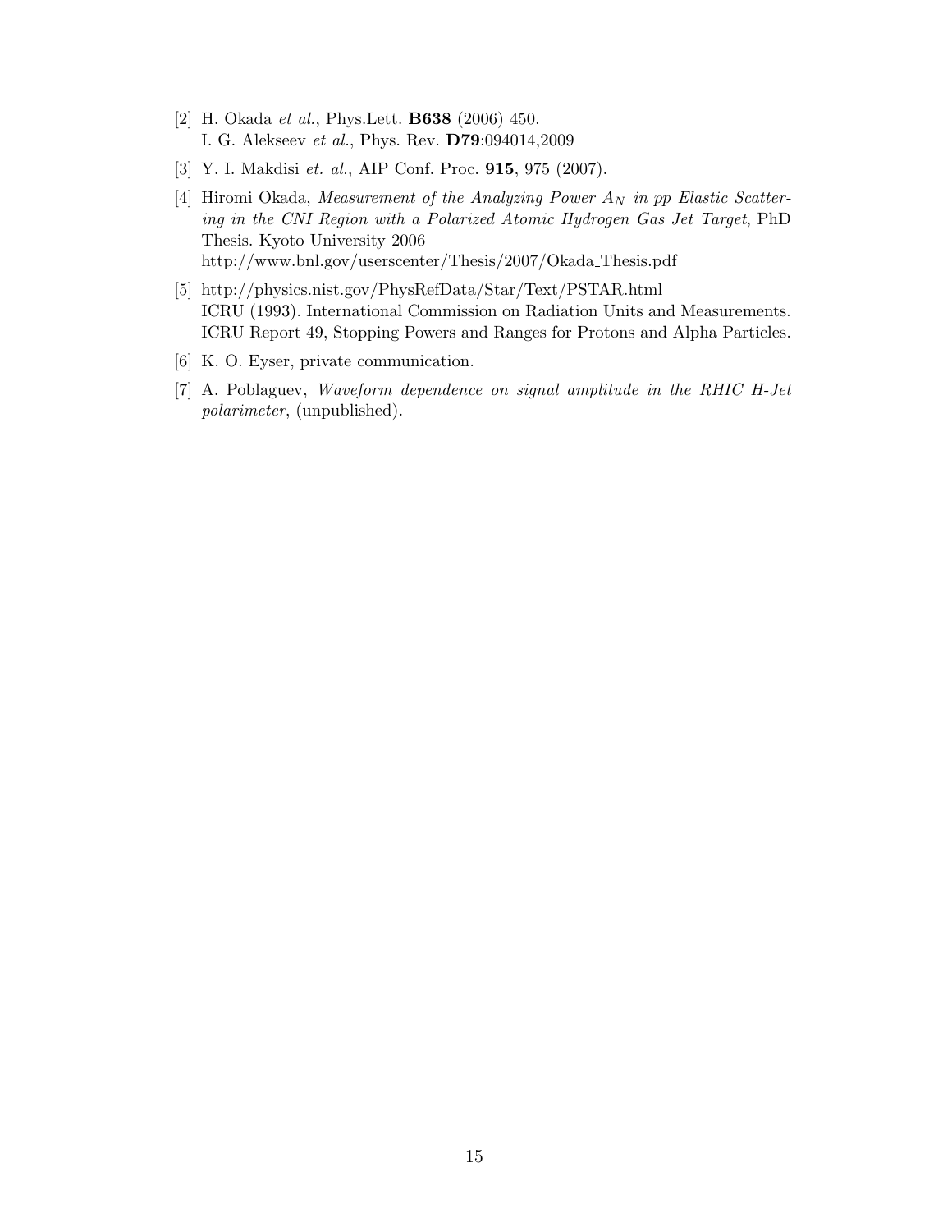[2] H. Okada *et al.*, Phys.Lett. **B638** (2006) 450.
I. G. Alekseev *et al.*, Phys. Rev. **D79**:094014,2009

[3] Y. I. Makdisi *et. al.*, AIP Conf. Proc. **915**, 975 (2007).

[4] Hiromi Okada, *Measurement of the Analyzing Power $A_N$ in pp Elastic Scattering in the CNI Region with a Polarized Atomic Hydrogen Gas Jet Target*, PhD Thesis. Kyoto University 2006
http://www.bnl.gov/userscenter/Thesis/2007/Okada_Thesis.pdf

[5] http://physics.nist.gov/PhysRefData/Star/Text/PSTAR.html
ICRU (1993). International Commission on Radiation Units and Measurements. ICRU Report 49, Stopping Powers and Ranges for Protons and Alpha Particles.

[6] K. O. Eyser, private communication.

[7] A. Poblaguev, *Waveform dependence on signal amplitude in the RHIC H-Jet polarimeter*, (unpublished).